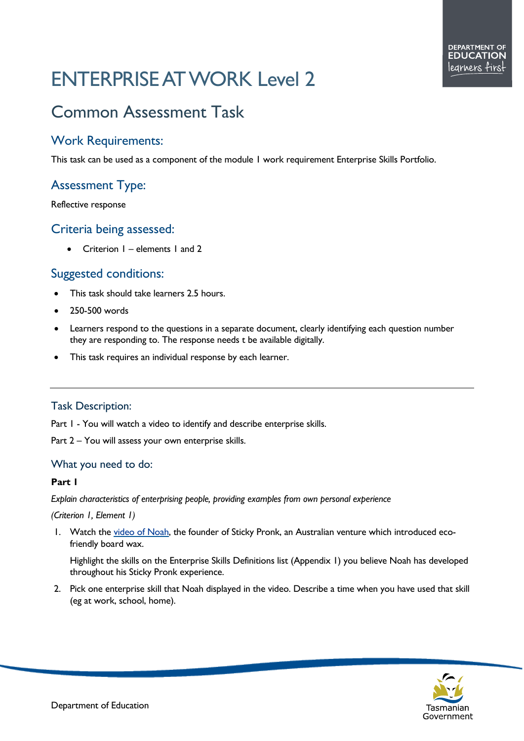# ENTERPRISE AT WORK Level 2

## Common Assessment Task

### Work Requirements:

This task can be used as a component of the module 1 work requirement Enterprise Skills Portfolio.

### Assessment Type:

Reflective response

### Criteria being assessed:

- Criterion 1 – elements 1 and 2

### Suggested conditions:

- This task should take learners 2.5 hours.
- 250-500 words
- Learners respond to the questions in a separate document, clearly identifying each question number they are responding to. The response needs t be available digitally.
- This task requires an individual response by each learner.

---

### Task Description:

Part 1 - You will watch a video to identify and describe enterprise skills.

Part 2 – You will assess your own enterprise skills.

### What you need to do:

**Part 1**

*Explain characteristics of enterprising people, providing examples from own personal experience*

*(Criterion 1, Element 1)*

1. Watch the video of Noah, the founder of Sticky Pronk, an Australian venture which introduced eco-friendly board wax.

   Highlight the skills on the Enterprise Skills Definitions list (Appendix 1) you believe Noah has developed throughout his Sticky Pronk experience.

2. Pick one enterprise skill that Noah displayed in the video. Describe a time when you have used that skill (eg at work, school, home).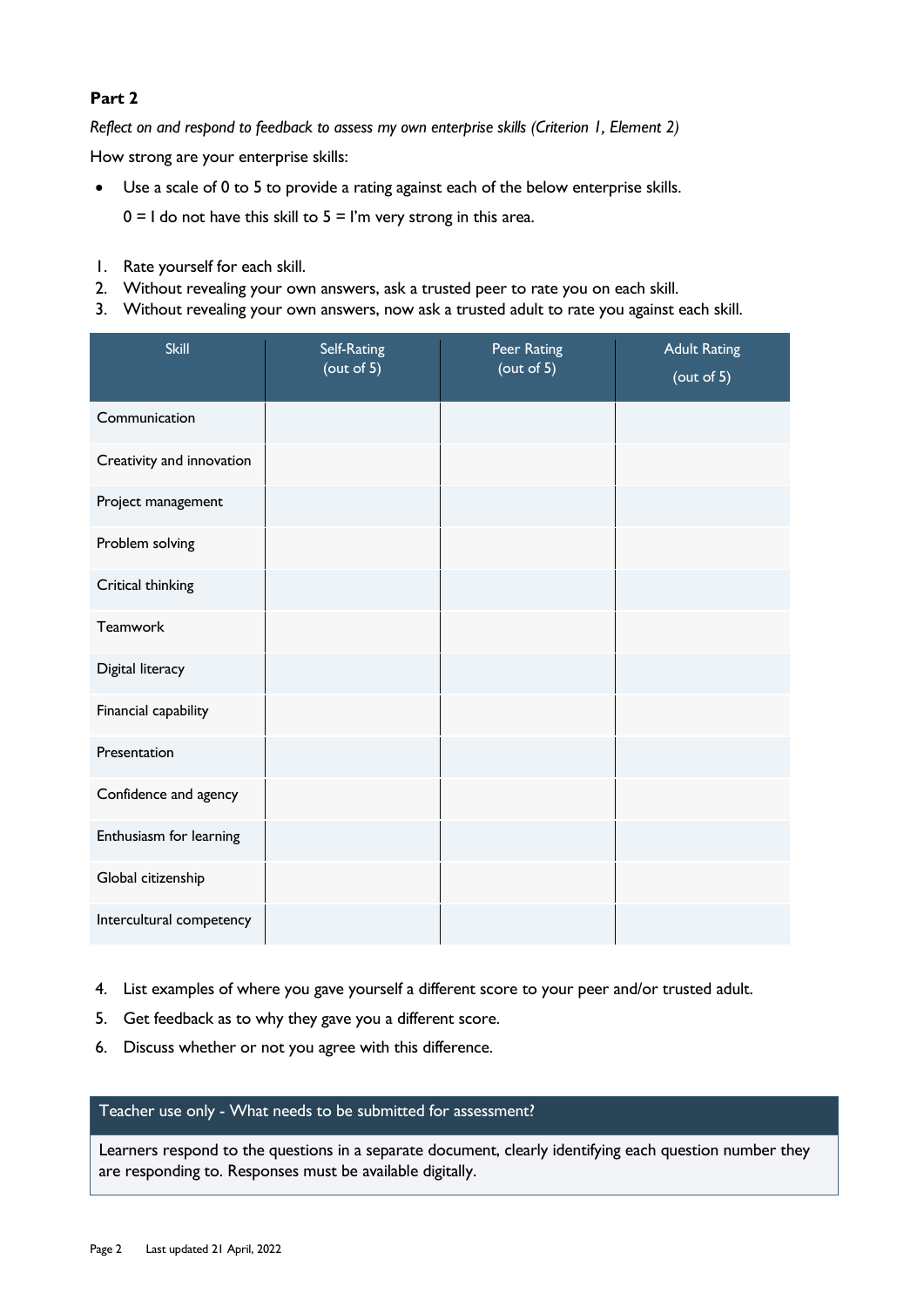**Part 2**

*Reflect on and respond to feedback to assess my own enterprise skills (Criterion 1, Element 2)*

How strong are your enterprise skills:

- Use a scale of 0 to 5 to provide a rating against each of the below enterprise skills.

  0 = I do not have this skill to 5 = I'm very strong in this area.

1. Rate yourself for each skill.
2. Without revealing your own answers, ask a trusted peer to rate you on each skill.
3. Without revealing your own answers, now ask a trusted adult to rate you against each skill.

| Skill | Self-Rating (out of 5) | Peer Rating (out of 5) | Adult Rating (out of 5) |
|---|---|---|---|
| Communication | | | |
| Creativity and innovation | | | |
| Project management | | | |
| Problem solving | | | |
| Critical thinking | | | |
| Teamwork | | | |
| Digital literacy | | | |
| Financial capability | | | |
| Presentation | | | |
| Confidence and agency | | | |
| Enthusiasm for learning | | | |
| Global citizenship | | | |
| Intercultural competency | | | |

4. List examples of where you gave yourself a different score to your peer and/or trusted adult.
5. Get feedback as to why they gave you a different score.
6. Discuss whether or not you agree with this difference.

| Teacher use only - What needs to be submitted for assessment? |
|---|
| Learners respond to the questions in a separate document, clearly identifying each question number they are responding to. Responses must be available digitally. |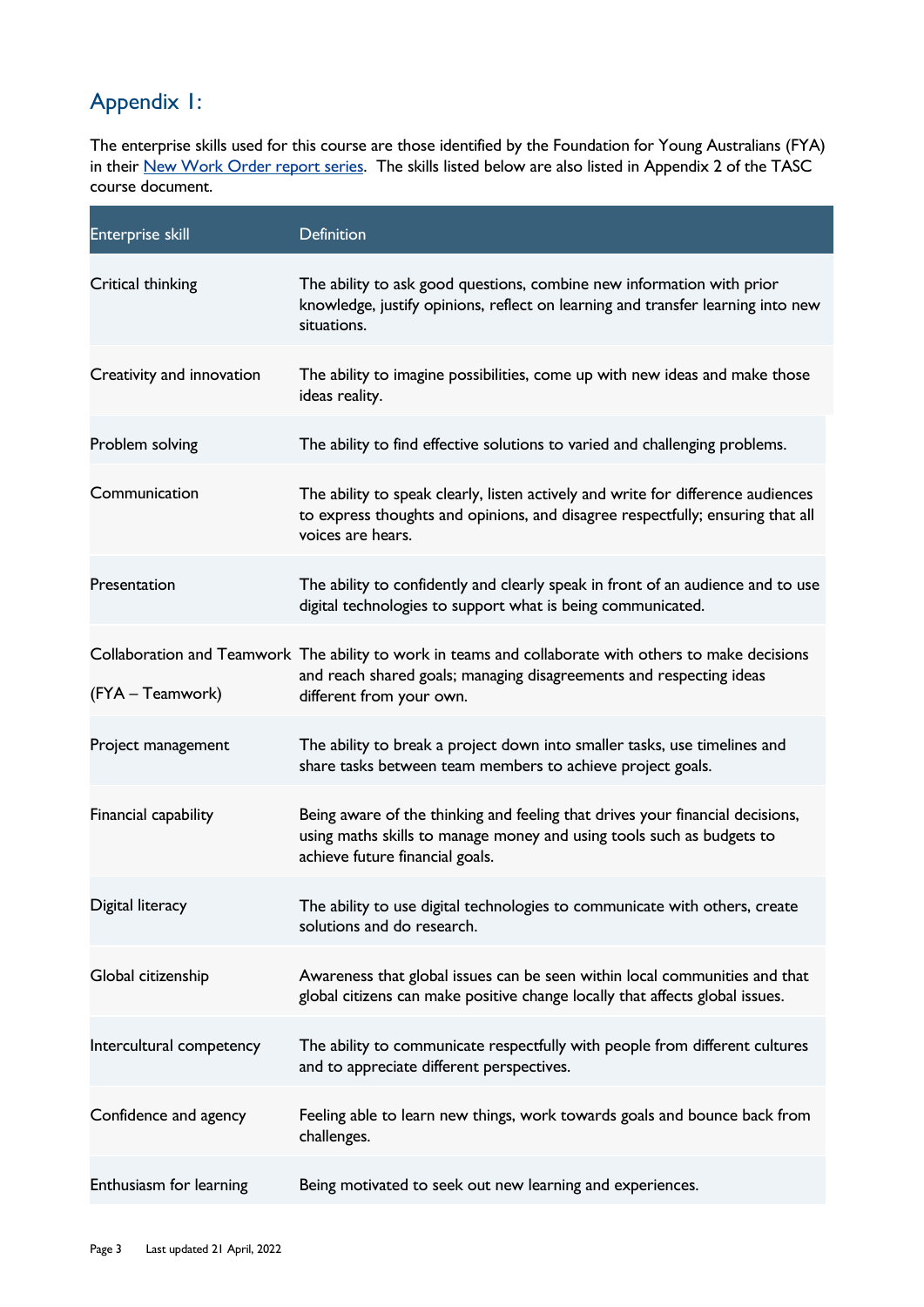## Appendix 1:

The enterprise skills used for this course are those identified by the Foundation for Young Australians (FYA) in their [New Work Order report series](). The skills listed below are also listed in Appendix 2 of the TASC course document.

| Enterprise skill | Definition |
|---|---|
| Critical thinking | The ability to ask good questions, combine new information with prior knowledge, justify opinions, reflect on learning and transfer learning into new situations. |
| Creativity and innovation | The ability to imagine possibilities, come up with new ideas and make those ideas reality. |
| Problem solving | The ability to find effective solutions to varied and challenging problems. |
| Communication | The ability to speak clearly, listen actively and write for difference audiences to express thoughts and opinions, and disagree respectfully; ensuring that all voices are hears. |
| Presentation | The ability to confidently and clearly speak in front of an audience and to use digital technologies to support what is being communicated. |
| Collaboration and Teamwork (FYA – Teamwork) | The ability to work in teams and collaborate with others to make decisions and reach shared goals; managing disagreements and respecting ideas different from your own. |
| Project management | The ability to break a project down into smaller tasks, use timelines and share tasks between team members to achieve project goals. |
| Financial capability | Being aware of the thinking and feeling that drives your financial decisions, using maths skills to manage money and using tools such as budgets to achieve future financial goals. |
| Digital literacy | The ability to use digital technologies to communicate with others, create solutions and do research. |
| Global citizenship | Awareness that global issues can be seen within local communities and that global citizens can make positive change locally that affects global issues. |
| Intercultural competency | The ability to communicate respectfully with people from different cultures and to appreciate different perspectives. |
| Confidence and agency | Feeling able to learn new things, work towards goals and bounce back from challenges. |
| Enthusiasm for learning | Being motivated to seek out new learning and experiences. |

Last updated 21 April, 2022